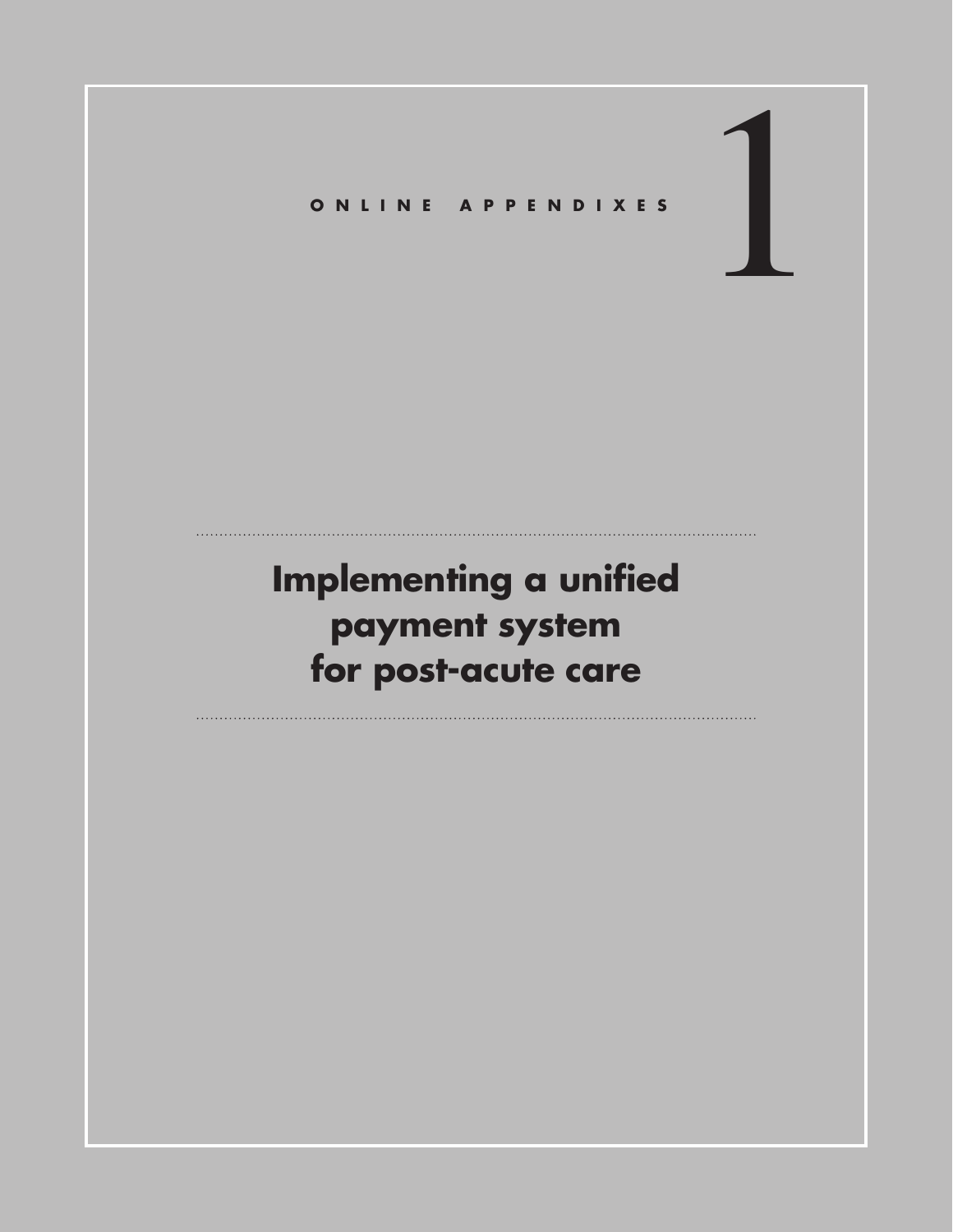ONLINE APPENDIXES

# 1

# Implementing a unified payment system for post-acute care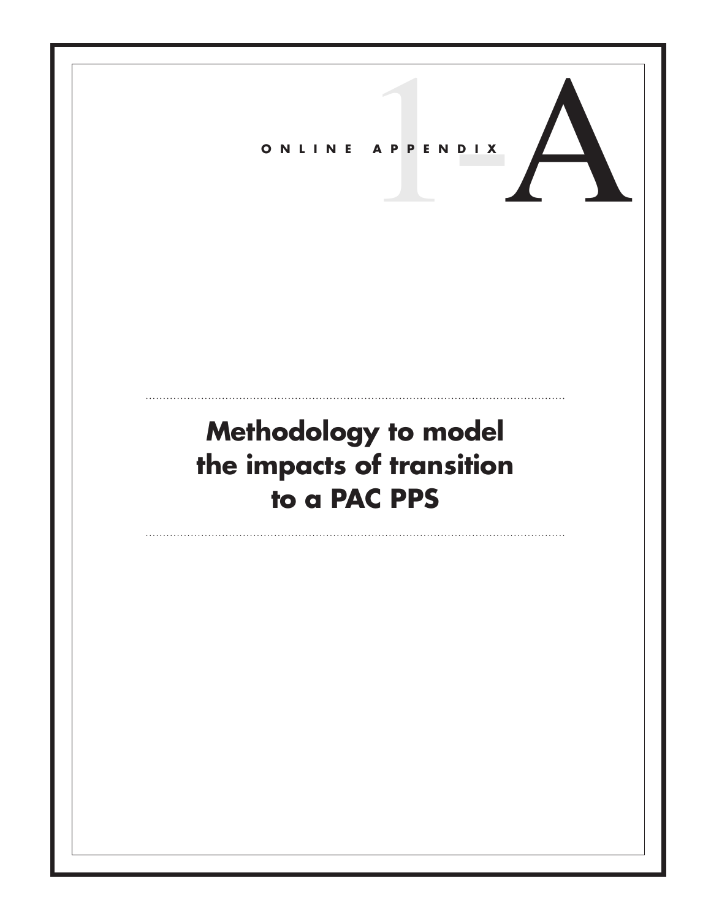ONLINE APPENDIX 1-A

# Methodology to model the impacts of transition to a PAC PPS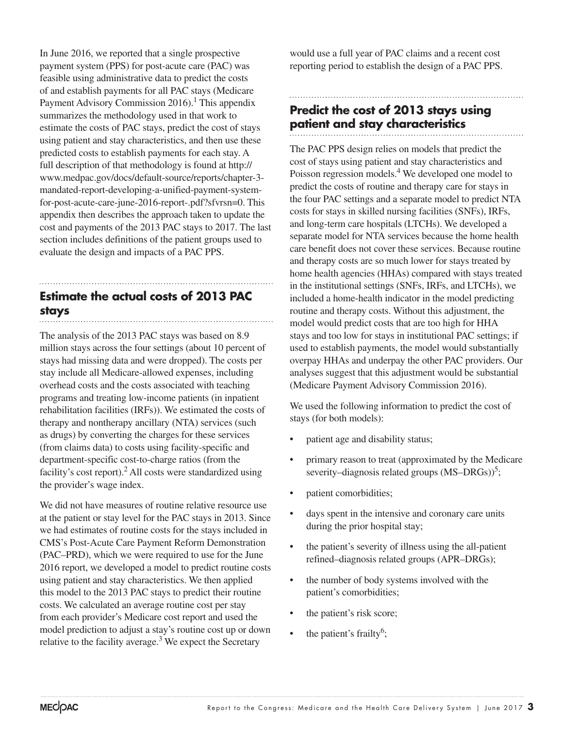In June 2016, we reported that a single prospective payment system (PPS) for post-acute care (PAC) was feasible using administrative data to predict the costs of and establish payments for all PAC stays (Medicare Payment Advisory Commission 2016).[1] This appendix summarizes the methodology used in that work to estimate the costs of PAC stays, predict the cost of stays using patient and stay characteristics, and then use these predicted costs to establish payments for each stay. A full description of that methodology is found at http://www.medpac.gov/docs/default-source/reports/chapter-3-mandated-report-developing-a-unified-payment-system-for-post-acute-care-june-2016-report-.pdf?sfvrsn=0. This appendix then describes the approach taken to update the cost and payments of the 2013 PAC stays to 2017. The last section includes definitions of the patient groups used to evaluate the design and impacts of a PAC PPS.

## Estimate the actual costs of 2013 PAC stays

The analysis of the 2013 PAC stays was based on 8.9 million stays across the four settings (about 10 percent of stays had missing data and were dropped). The costs per stay include all Medicare-allowed expenses, including overhead costs and the costs associated with teaching programs and treating low-income patients (in inpatient rehabilitation facilities (IRFs)). We estimated the costs of therapy and nontherapy ancillary (NTA) services (such as drugs) by converting the charges for these services (from claims data) to costs using facility-specific and department-specific cost-to-charge ratios (from the facility's cost report).[2] All costs were standardized using the provider's wage index.

We did not have measures of routine relative resource use at the patient or stay level for the PAC stays in 2013. Since we had estimates of routine costs for the stays included in CMS's Post-Acute Care Payment Reform Demonstration (PAC–PRD), which we were required to use for the June 2016 report, we developed a model to predict routine costs using patient and stay characteristics. We then applied this model to the 2013 PAC stays to predict their routine costs. We calculated an average routine cost per stay from each provider's Medicare cost report and used the model prediction to adjust a stay's routine cost up or down relative to the facility average.[3] We expect the Secretary would use a full year of PAC claims and a recent cost reporting period to establish the design of a PAC PPS.

## Predict the cost of 2013 stays using patient and stay characteristics

The PAC PPS design relies on models that predict the cost of stays using patient and stay characteristics and Poisson regression models.[4] We developed one model to predict the costs of routine and therapy care for stays in the four PAC settings and a separate model to predict NTA costs for stays in skilled nursing facilities (SNFs), IRFs, and long-term care hospitals (LTCHs). We developed a separate model for NTA services because the home health care benefit does not cover these services. Because routine and therapy costs are so much lower for stays treated by home health agencies (HHAs) compared with stays treated in the institutional settings (SNFs, IRFs, and LTCHs), we included a home-health indicator in the model predicting routine and therapy costs. Without this adjustment, the model would predict costs that are too high for HHA stays and too low for stays in institutional PAC settings; if used to establish payments, the model would substantially overpay HHAs and underpay the other PAC providers. Our analyses suggest that this adjustment would be substantial (Medicare Payment Advisory Commission 2016).

We used the following information to predict the cost of stays (for both models):

- patient age and disability status;
- primary reason to treat (approximated by the Medicare severity–diagnosis related groups (MS–DRGs))[5];
- patient comorbidities;
- days spent in the intensive and coronary care units during the prior hospital stay;
- the patient's severity of illness using the all-patient refined–diagnosis related groups (APR–DRGs);
- the number of body systems involved with the patient's comorbidities;
- the patient's risk score;
- the patient's frailty[6];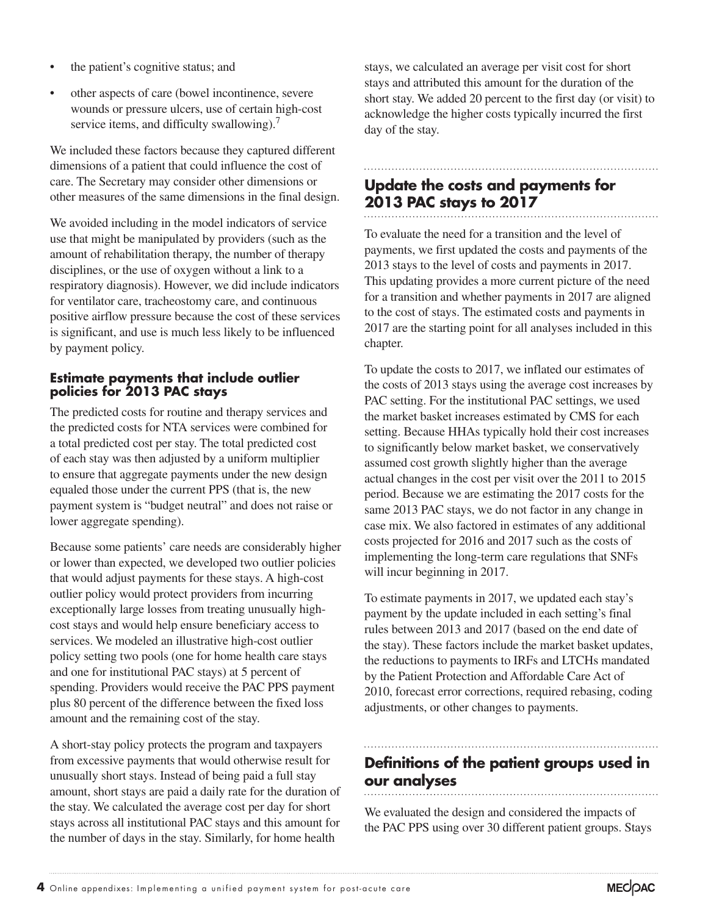- the patient's cognitive status; and
- other aspects of care (bowel incontinence, severe wounds or pressure ulcers, use of certain high-cost service items, and difficulty swallowing).[7]

We included these factors because they captured different dimensions of a patient that could influence the cost of care. The Secretary may consider other dimensions or other measures of the same dimensions in the final design.

We avoided including in the model indicators of service use that might be manipulated by providers (such as the amount of rehabilitation therapy, the number of therapy disciplines, or the use of oxygen without a link to a respiratory diagnosis). However, we did include indicators for ventilator care, tracheostomy care, and continuous positive airflow pressure because the cost of these services is significant, and use is much less likely to be influenced by payment policy.

### Estimate payments that include outlier policies for 2013 PAC stays

The predicted costs for routine and therapy services and the predicted costs for NTA services were combined for a total predicted cost per stay. The total predicted cost of each stay was then adjusted by a uniform multiplier to ensure that aggregate payments under the new design equaled those under the current PPS (that is, the new payment system is "budget neutral" and does not raise or lower aggregate spending).

Because some patients' care needs are considerably higher or lower than expected, we developed two outlier policies that would adjust payments for these stays. A high-cost outlier policy would protect providers from incurring exceptionally large losses from treating unusually high-cost stays and would help ensure beneficiary access to services. We modeled an illustrative high-cost outlier policy setting two pools (one for home health care stays and one for institutional PAC stays) at 5 percent of spending. Providers would receive the PAC PPS payment plus 80 percent of the difference between the fixed loss amount and the remaining cost of the stay.

A short-stay policy protects the program and taxpayers from excessive payments that would otherwise result for unusually short stays. Instead of being paid a full stay amount, short stays are paid a daily rate for the duration of the stay. We calculated the average cost per day for short stays across all institutional PAC stays and this amount for the number of days in the stay. Similarly, for home health stays, we calculated an average per visit cost for short stays and attributed this amount for the duration of the short stay. We added 20 percent to the first day (or visit) to acknowledge the higher costs typically incurred the first day of the stay.

## Update the costs and payments for 2013 PAC stays to 2017

To evaluate the need for a transition and the level of payments, we first updated the costs and payments of the 2013 stays to the level of costs and payments in 2017. This updating provides a more current picture of the need for a transition and whether payments in 2017 are aligned to the cost of stays. The estimated costs and payments in 2017 are the starting point for all analyses included in this chapter.

To update the costs to 2017, we inflated our estimates of the costs of 2013 stays using the average cost increases by PAC setting. For the institutional PAC settings, we used the market basket increases estimated by CMS for each setting. Because HHAs typically hold their cost increases to significantly below market basket, we conservatively assumed cost growth slightly higher than the average actual changes in the cost per visit over the 2011 to 2015 period. Because we are estimating the 2017 costs for the same 2013 PAC stays, we do not factor in any change in case mix. We also factored in estimates of any additional costs projected for 2016 and 2017 such as the costs of implementing the long-term care regulations that SNFs will incur beginning in 2017.

To estimate payments in 2017, we updated each stay's payment by the update included in each setting's final rules between 2013 and 2017 (based on the end date of the stay). These factors include the market basket updates, the reductions to payments to IRFs and LTCHs mandated by the Patient Protection and Affordable Care Act of 2010, forecast error corrections, required rebasing, coding adjustments, or other changes to payments.

## Definitions of the patient groups used in our analyses

We evaluated the design and considered the impacts of the PAC PPS using over 30 different patient groups. Stays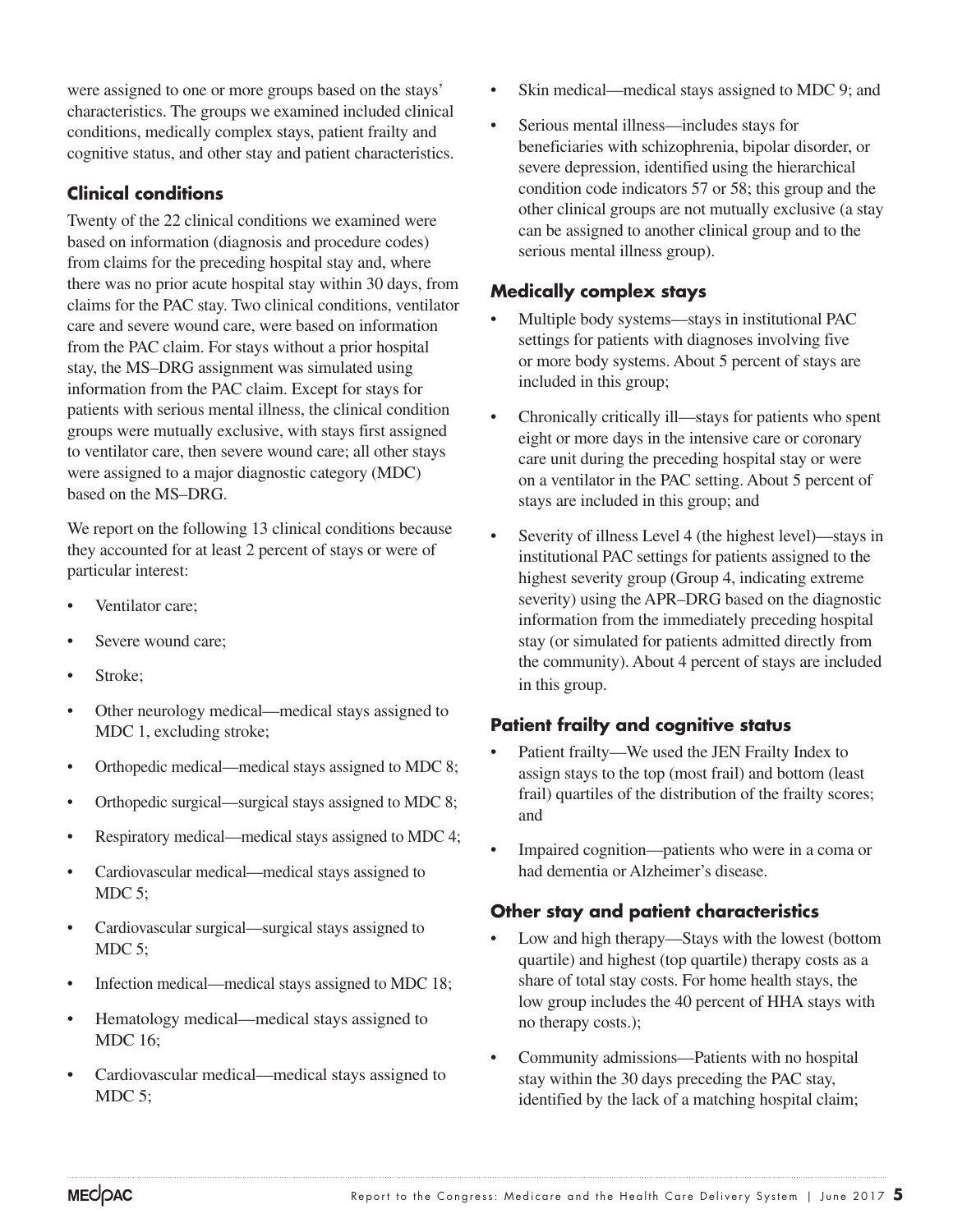were assigned to one or more groups based on the stays' characteristics. The groups we examined included clinical conditions, medically complex stays, patient frailty and cognitive status, and other stay and patient characteristics.

### Clinical conditions

Twenty of the 22 clinical conditions we examined were based on information (diagnosis and procedure codes) from claims for the preceding hospital stay and, where there was no prior acute hospital stay within 30 days, from claims for the PAC stay. Two clinical conditions, ventilator care and severe wound care, were based on information from the PAC claim. For stays without a prior hospital stay, the MS–DRG assignment was simulated using information from the PAC claim. Except for stays for patients with serious mental illness, the clinical condition groups were mutually exclusive, with stays first assigned to ventilator care, then severe wound care; all other stays were assigned to a major diagnostic category (MDC) based on the MS–DRG.

We report on the following 13 clinical conditions because they accounted for at least 2 percent of stays or were of particular interest:

- Ventilator care;
- Severe wound care;
- Stroke;
- Other neurology medical—medical stays assigned to MDC 1, excluding stroke;
- Orthopedic medical—medical stays assigned to MDC 8;
- Orthopedic surgical—surgical stays assigned to MDC 8;
- Respiratory medical—medical stays assigned to MDC 4;
- Cardiovascular medical—medical stays assigned to MDC 5;
- Cardiovascular surgical—surgical stays assigned to MDC 5;
- Infection medical—medical stays assigned to MDC 18;
- Hematology medical—medical stays assigned to MDC 16;
- Cardiovascular medical—medical stays assigned to MDC 5;
- Skin medical—medical stays assigned to MDC 9; and
- Serious mental illness—includes stays for beneficiaries with schizophrenia, bipolar disorder, or severe depression, identified using the hierarchical condition code indicators 57 or 58; this group and the other clinical groups are not mutually exclusive (a stay can be assigned to another clinical group and to the serious mental illness group).

### Medically complex stays

- Multiple body systems—stays in institutional PAC settings for patients with diagnoses involving five or more body systems. About 5 percent of stays are included in this group;
- Chronically critically ill—stays for patients who spent eight or more days in the intensive care or coronary care unit during the preceding hospital stay or were on a ventilator in the PAC setting. About 5 percent of stays are included in this group; and
- Severity of illness Level 4 (the highest level)—stays in institutional PAC settings for patients assigned to the highest severity group (Group 4, indicating extreme severity) using the APR–DRG based on the diagnostic information from the immediately preceding hospital stay (or simulated for patients admitted directly from the community). About 4 percent of stays are included in this group.

### Patient frailty and cognitive status

- Patient frailty—We used the JEN Frailty Index to assign stays to the top (most frail) and bottom (least frail) quartiles of the distribution of the frailty scores; and
- Impaired cognition—patients who were in a coma or had dementia or Alzheimer's disease.

### Other stay and patient characteristics

- Low and high therapy—Stays with the lowest (bottom quartile) and highest (top quartile) therapy costs as a share of total stay costs. For home health stays, the low group includes the 40 percent of HHA stays with no therapy costs.);
- Community admissions—Patients with no hospital stay within the 30 days preceding the PAC stay, identified by the lack of a matching hospital claim;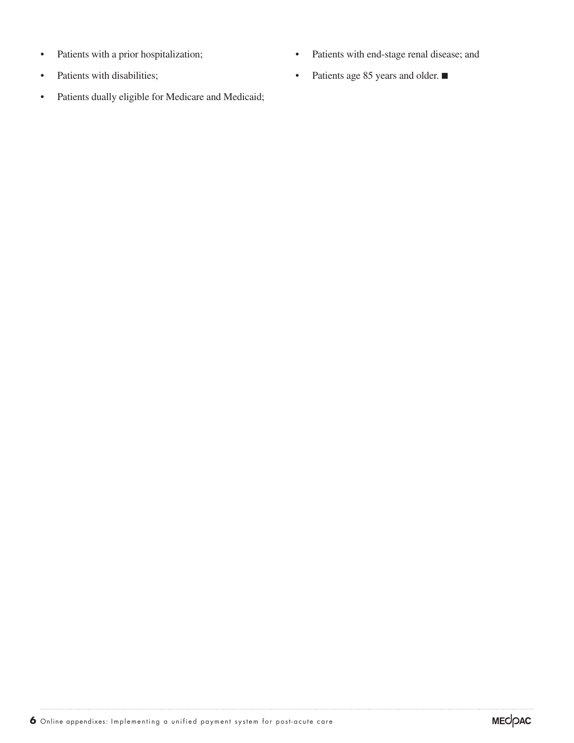- Patients with a prior hospitalization;
- Patients with disabilities;
- Patients dually eligible for Medicare and Medicaid;
- Patients with end-stage renal disease; and
- Patients age 85 years and older. ■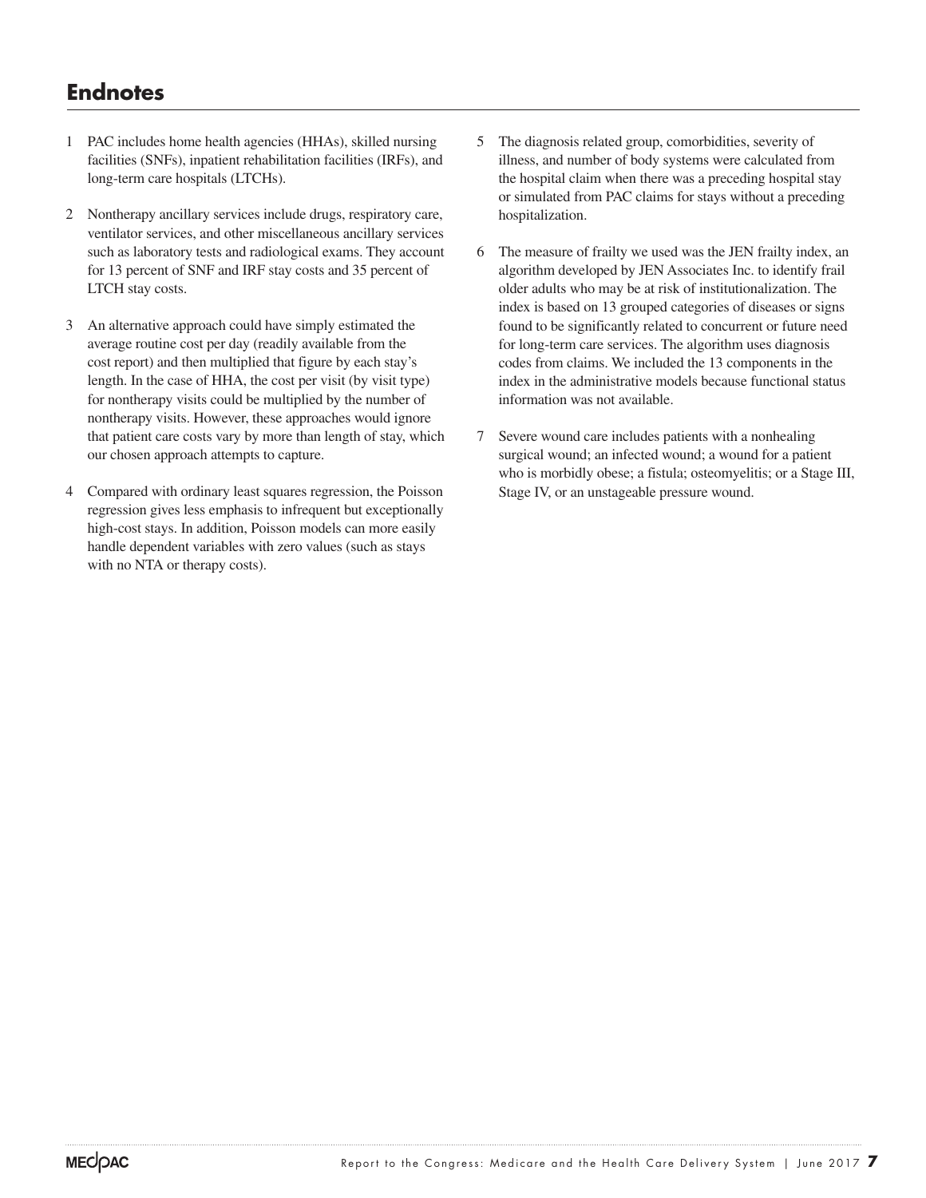## Endnotes

1 PAC includes home health agencies (HHAs), skilled nursing facilities (SNFs), inpatient rehabilitation facilities (IRFs), and long-term care hospitals (LTCHs).

2 Nontherapy ancillary services include drugs, respiratory care, ventilator services, and other miscellaneous ancillary services such as laboratory tests and radiological exams. They account for 13 percent of SNF and IRF stay costs and 35 percent of LTCH stay costs.

3 An alternative approach could have simply estimated the average routine cost per day (readily available from the cost report) and then multiplied that figure by each stay's length. In the case of HHA, the cost per visit (by visit type) for nontherapy visits could be multiplied by the number of nontherapy visits. However, these approaches would ignore that patient care costs vary by more than length of stay, which our chosen approach attempts to capture.

4 Compared with ordinary least squares regression, the Poisson regression gives less emphasis to infrequent but exceptionally high-cost stays. In addition, Poisson models can more easily handle dependent variables with zero values (such as stays with no NTA or therapy costs).

5 The diagnosis related group, comorbidities, severity of illness, and number of body systems were calculated from the hospital claim when there was a preceding hospital stay or simulated from PAC claims for stays without a preceding hospitalization.

6 The measure of frailty we used was the JEN frailty index, an algorithm developed by JEN Associates Inc. to identify frail older adults who may be at risk of institutionalization. The index is based on 13 grouped categories of diseases or signs found to be significantly related to concurrent or future need for long-term care services. The algorithm uses diagnosis codes from claims. We included the 13 components in the index in the administrative models because functional status information was not available.

7 Severe wound care includes patients with a nonhealing surgical wound; an infected wound; a wound for a patient who is morbidly obese; a fistula; osteomyelitis; or a Stage III, Stage IV, or an unstageable pressure wound.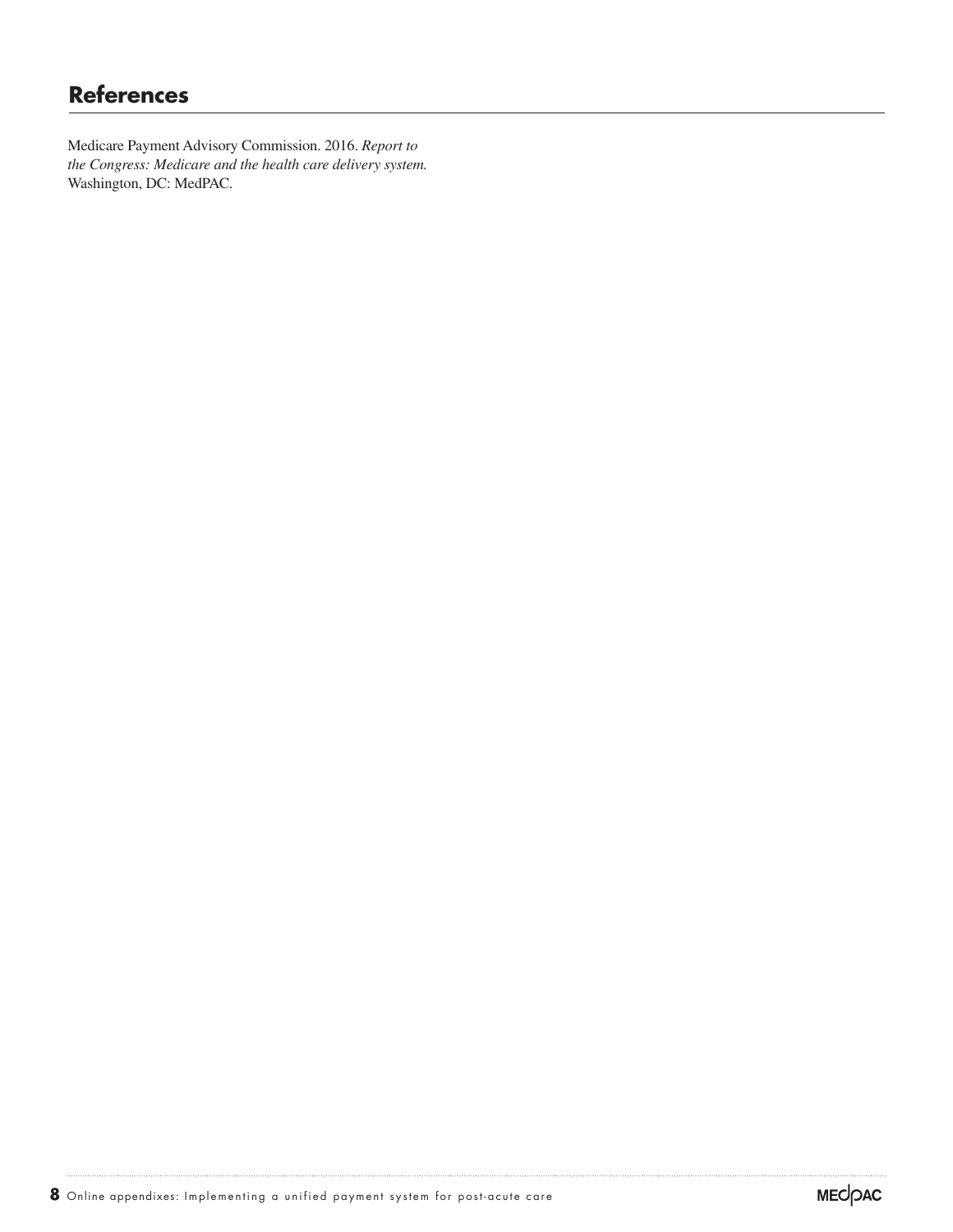## References

Medicare Payment Advisory Commission. 2016. *Report to the Congress: Medicare and the health care delivery system.* Washington, DC: MedPAC.